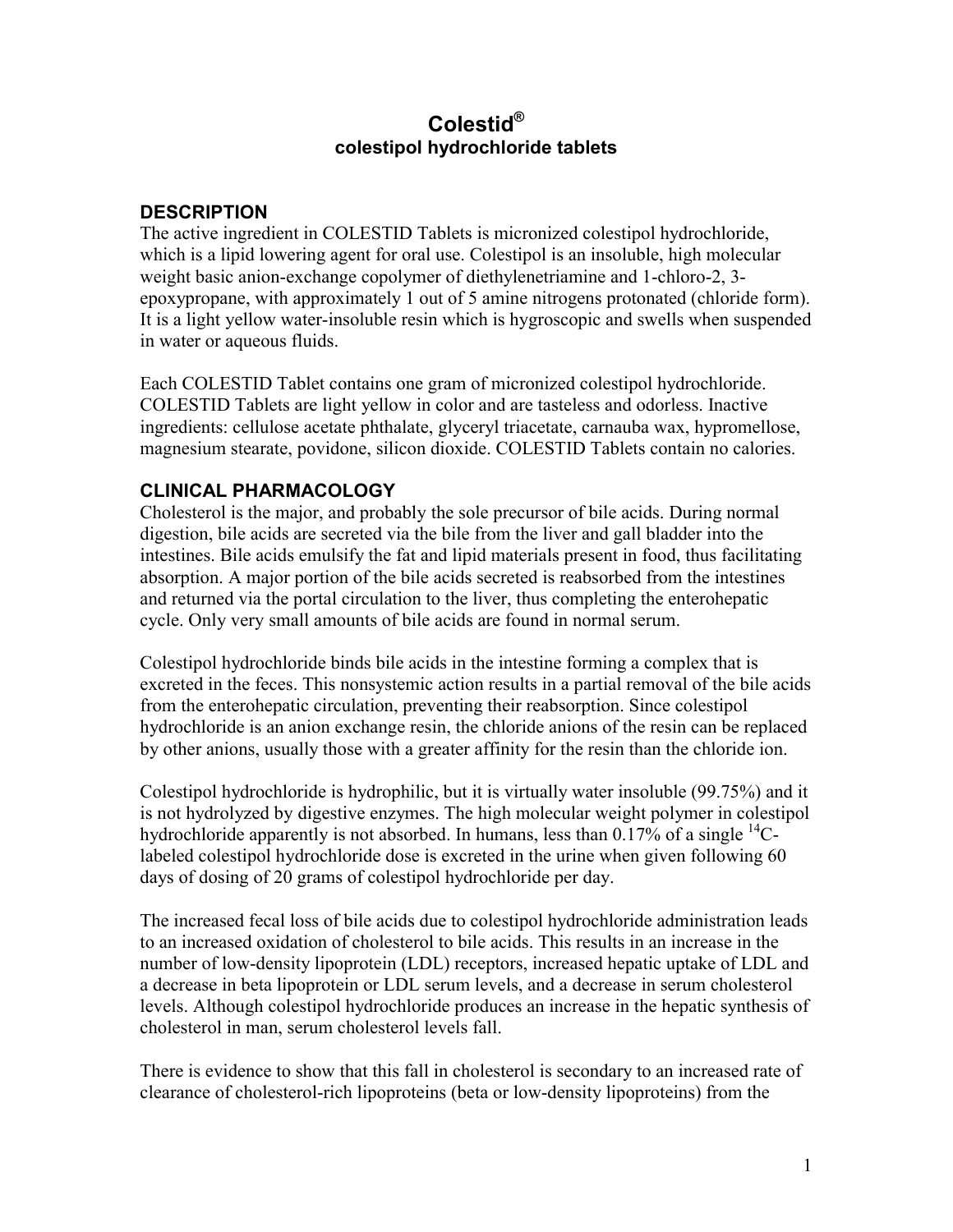# Colestid®

## colestipol hydrochloride tablets

### DESCRIPTION

The active ingredient in COLESTID Tablets is micronized colestipol hydrochloride, which is a lipid lowering agent for oral use. Colestipol is an insoluble, high molecular weight basic anion-exchange copolymer of diethylenetriamine and 1-chloro-2, 3-epoxypropane, with approximately 1 out of 5 amine nitrogens protonated (chloride form). It is a light yellow water-insoluble resin which is hygroscopic and swells when suspended in water or aqueous fluids.

Each COLESTID Tablet contains one gram of micronized colestipol hydrochloride. COLESTID Tablets are light yellow in color and are tasteless and odorless. Inactive ingredients: cellulose acetate phthalate, glyceryl triacetate, carnauba wax, hypromellose, magnesium stearate, povidone, silicon dioxide. COLESTID Tablets contain no calories.

### CLINICAL PHARMACOLOGY

Cholesterol is the major, and probably the sole precursor of bile acids. During normal digestion, bile acids are secreted via the bile from the liver and gall bladder into the intestines. Bile acids emulsify the fat and lipid materials present in food, thus facilitating absorption. A major portion of the bile acids secreted is reabsorbed from the intestines and returned via the portal circulation to the liver, thus completing the enterohepatic cycle. Only very small amounts of bile acids are found in normal serum.

Colestipol hydrochloride binds bile acids in the intestine forming a complex that is excreted in the feces. This nonsystemic action results in a partial removal of the bile acids from the enterohepatic circulation, preventing their reabsorption. Since colestipol hydrochloride is an anion exchange resin, the chloride anions of the resin can be replaced by other anions, usually those with a greater affinity for the resin than the chloride ion.

Colestipol hydrochloride is hydrophilic, but it is virtually water insoluble (99.75%) and it is not hydrolyzed by digestive enzymes. The high molecular weight polymer in colestipol hydrochloride apparently is not absorbed. In humans, less than 0.17% of a single $^{14}$C-labeled colestipol hydrochloride dose is excreted in the urine when given following 60 days of dosing of 20 grams of colestipol hydrochloride per day.

The increased fecal loss of bile acids due to colestipol hydrochloride administration leads to an increased oxidation of cholesterol to bile acids. This results in an increase in the number of low-density lipoprotein (LDL) receptors, increased hepatic uptake of LDL and a decrease in beta lipoprotein or LDL serum levels, and a decrease in serum cholesterol levels. Although colestipol hydrochloride produces an increase in the hepatic synthesis of cholesterol in man, serum cholesterol levels fall.

There is evidence to show that this fall in cholesterol is secondary to an increased rate of clearance of cholesterol-rich lipoproteins (beta or low-density lipoproteins) from the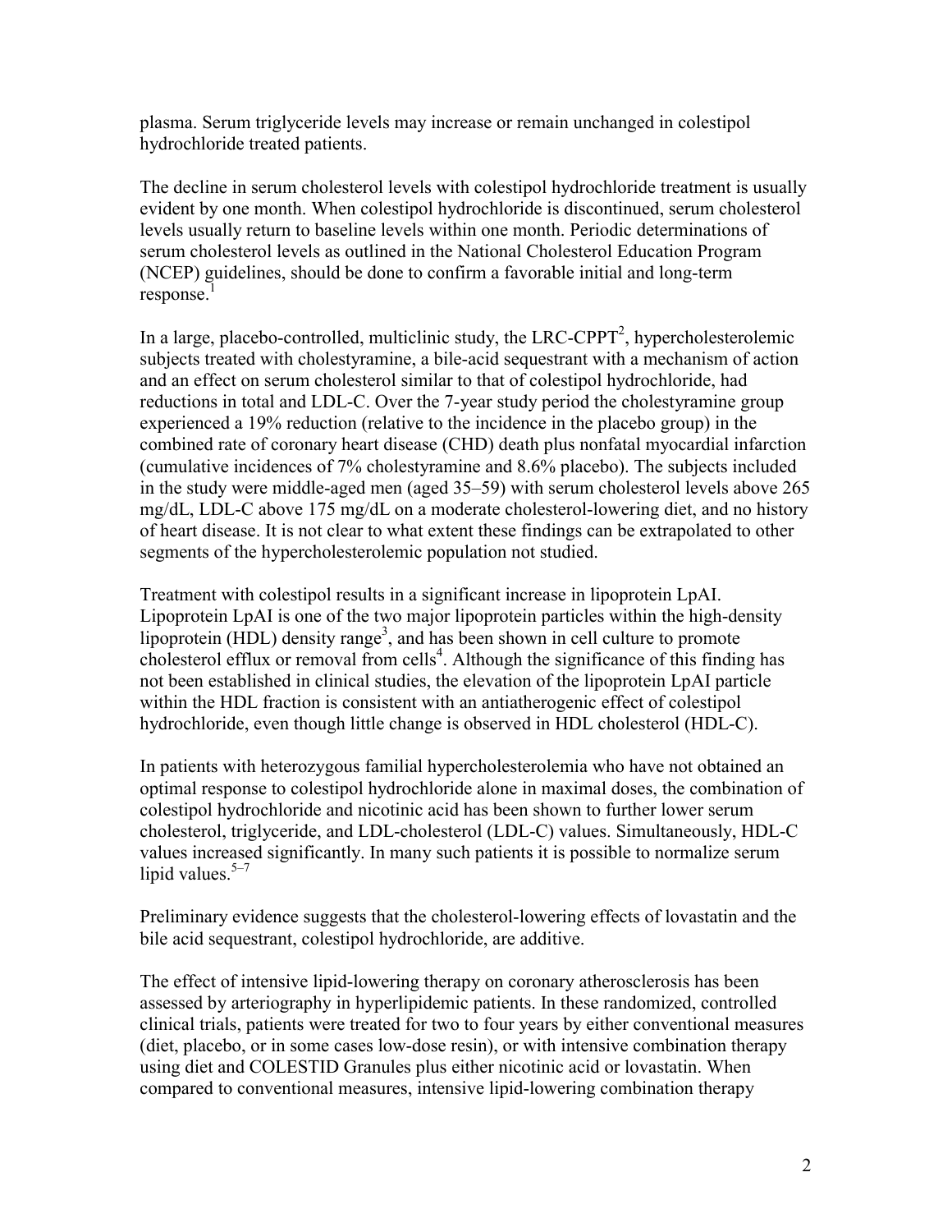plasma. Serum triglyceride levels may increase or remain unchanged in colestipol hydrochloride treated patients.

The decline in serum cholesterol levels with colestipol hydrochloride treatment is usually evident by one month. When colestipol hydrochloride is discontinued, serum cholesterol levels usually return to baseline levels within one month. Periodic determinations of serum cholesterol levels as outlined in the National Cholesterol Education Program (NCEP) guidelines, should be done to confirm a favorable initial and long-term response.[1]

In a large, placebo-controlled, multiclinic study, the LRC-CPPT[2], hypercholesterolemic subjects treated with cholestyramine, a bile-acid sequestrant with a mechanism of action and an effect on serum cholesterol similar to that of colestipol hydrochloride, had reductions in total and LDL-C. Over the 7-year study period the cholestyramine group experienced a 19% reduction (relative to the incidence in the placebo group) in the combined rate of coronary heart disease (CHD) death plus nonfatal myocardial infarction (cumulative incidences of 7% cholestyramine and 8.6% placebo). The subjects included in the study were middle-aged men (aged 35–59) with serum cholesterol levels above 265 mg/dL, LDL-C above 175 mg/dL on a moderate cholesterol-lowering diet, and no history of heart disease. It is not clear to what extent these findings can be extrapolated to other segments of the hypercholesterolemic population not studied.

Treatment with colestipol results in a significant increase in lipoprotein LpAI. Lipoprotein LpAI is one of the two major lipoprotein particles within the high-density lipoprotein (HDL) density range[3], and has been shown in cell culture to promote cholesterol efflux or removal from cells[4]. Although the significance of this finding has not been established in clinical studies, the elevation of the lipoprotein LpAI particle within the HDL fraction is consistent with an antiatherogenic effect of colestipol hydrochloride, even though little change is observed in HDL cholesterol (HDL-C).

In patients with heterozygous familial hypercholesterolemia who have not obtained an optimal response to colestipol hydrochloride alone in maximal doses, the combination of colestipol hydrochloride and nicotinic acid has been shown to further lower serum cholesterol, triglyceride, and LDL-cholesterol (LDL-C) values. Simultaneously, HDL-C values increased significantly. In many such patients it is possible to normalize serum lipid values.[5–7]

Preliminary evidence suggests that the cholesterol-lowering effects of lovastatin and the bile acid sequestrant, colestipol hydrochloride, are additive.

The effect of intensive lipid-lowering therapy on coronary atherosclerosis has been assessed by arteriography in hyperlipidemic patients. In these randomized, controlled clinical trials, patients were treated for two to four years by either conventional measures (diet, placebo, or in some cases low-dose resin), or with intensive combination therapy using diet and COLESTID Granules plus either nicotinic acid or lovastatin. When compared to conventional measures, intensive lipid-lowering combination therapy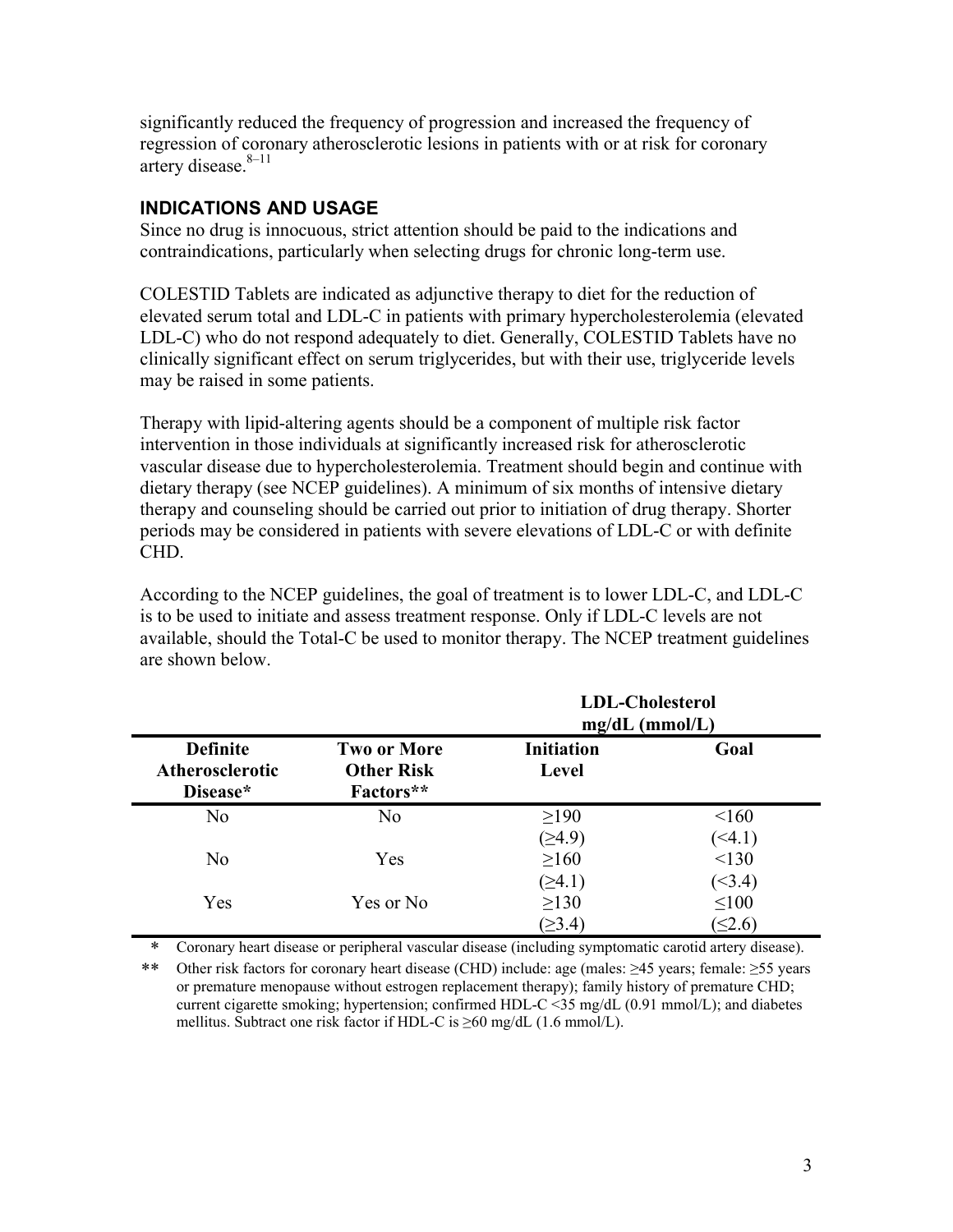significantly reduced the frequency of progression and increased the frequency of regression of coronary atherosclerotic lesions in patients with or at risk for coronary artery disease.[8–11]

## INDICATIONS AND USAGE

Since no drug is innocuous, strict attention should be paid to the indications and contraindications, particularly when selecting drugs for chronic long-term use.

COLESTID Tablets are indicated as adjunctive therapy to diet for the reduction of elevated serum total and LDL-C in patients with primary hypercholesterolemia (elevated LDL-C) who do not respond adequately to diet. Generally, COLESTID Tablets have no clinically significant effect on serum triglycerides, but with their use, triglyceride levels may be raised in some patients.

Therapy with lipid-altering agents should be a component of multiple risk factor intervention in those individuals at significantly increased risk for atherosclerotic vascular disease due to hypercholesterolemia. Treatment should begin and continue with dietary therapy (see NCEP guidelines). A minimum of six months of intensive dietary therapy and counseling should be carried out prior to initiation of drug therapy. Shorter periods may be considered in patients with severe elevations of LDL-C or with definite CHD.

According to the NCEP guidelines, the goal of treatment is to lower LDL-C, and LDL-C is to be used to initiate and assess treatment response. Only if LDL-C levels are not available, should the Total-C be used to monitor therapy. The NCEP treatment guidelines are shown below.

| | | LDL-Cholesterol mg/dL (mmol/L) | |
|---|---|---|---|
| **Definite Atherosclerotic Disease*** | **Two or More Other Risk Factors**** | **Initiation Level** | **Goal** |
| No | No | ≥190 (≥4.9) | <160 (<4.1) |
| No | Yes | ≥160 (≥4.1) | <130 (<3.4) |
| Yes | Yes or No | ≥130 (≥3.4) | ≤100 (≤2.6) |

\* Coronary heart disease or peripheral vascular disease (including symptomatic carotid artery disease).

** Other risk factors for coronary heart disease (CHD) include: age (males: ≥45 years; female: ≥55 years or premature menopause without estrogen replacement therapy); family history of premature CHD; current cigarette smoking; hypertension; confirmed HDL-C <35 mg/dL (0.91 mmol/L); and diabetes mellitus. Subtract one risk factor if HDL-C is ≥60 mg/dL (1.6 mmol/L).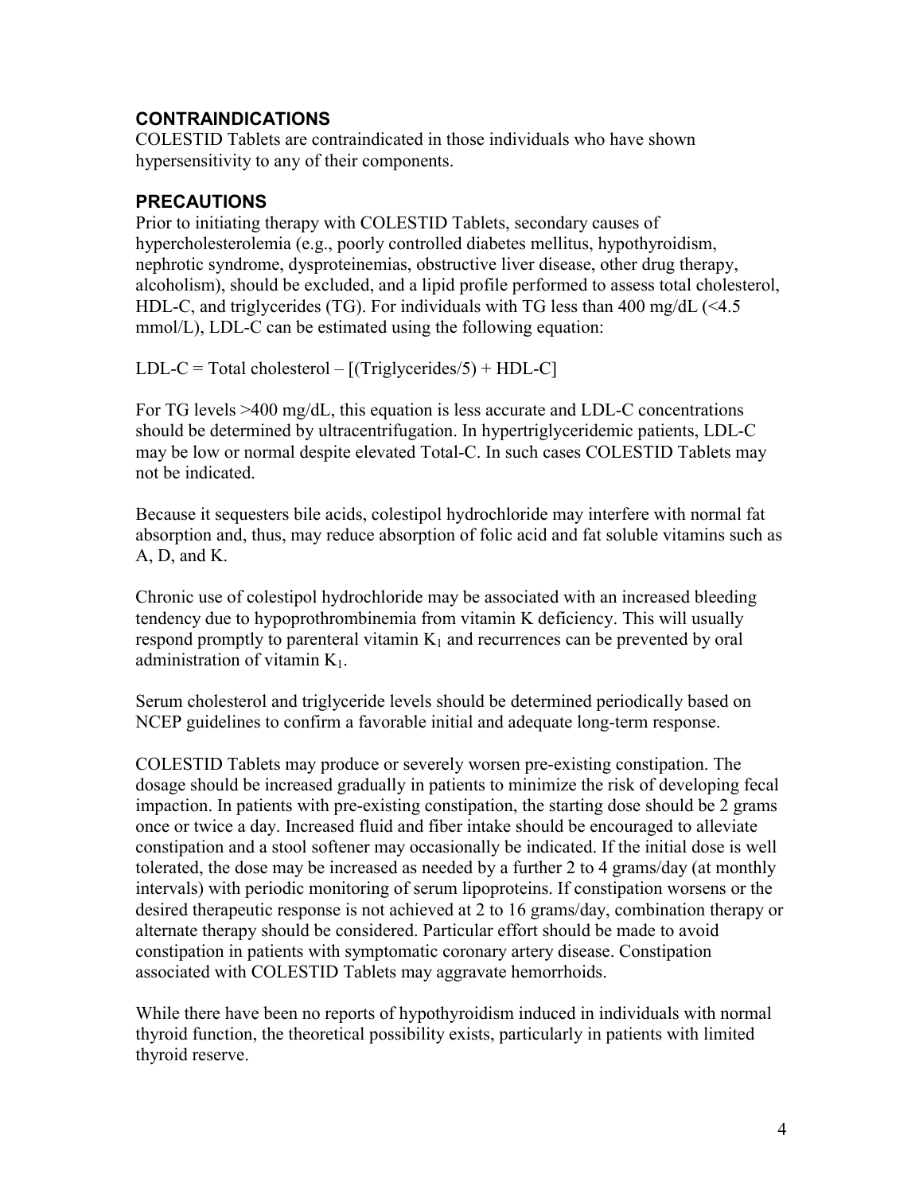## CONTRAINDICATIONS

COLESTID Tablets are contraindicated in those individuals who have shown hypersensitivity to any of their components.

## PRECAUTIONS

Prior to initiating therapy with COLESTID Tablets, secondary causes of hypercholesterolemia (e.g., poorly controlled diabetes mellitus, hypothyroidism, nephrotic syndrome, dysproteinemias, obstructive liver disease, other drug therapy, alcoholism), should be excluded, and a lipid profile performed to assess total cholesterol, HDL-C, and triglycerides (TG). For individuals with TG less than 400 mg/dL (<4.5 mmol/L), LDL-C can be estimated using the following equation:

LDL-C = Total cholesterol – [(Triglycerides/5) + HDL-C]

For TG levels >400 mg/dL, this equation is less accurate and LDL-C concentrations should be determined by ultracentrifugation. In hypertriglyceridemic patients, LDL-C may be low or normal despite elevated Total-C. In such cases COLESTID Tablets may not be indicated.

Because it sequesters bile acids, colestipol hydrochloride may interfere with normal fat absorption and, thus, may reduce absorption of folic acid and fat soluble vitamins such as A, D, and K.

Chronic use of colestipol hydrochloride may be associated with an increased bleeding tendency due to hypoprothrombinemia from vitamin K deficiency. This will usually respond promptly to parenteral vitamin $K_1$ and recurrences can be prevented by oral administration of vitamin $K_1$.

Serum cholesterol and triglyceride levels should be determined periodically based on NCEP guidelines to confirm a favorable initial and adequate long-term response.

COLESTID Tablets may produce or severely worsen pre-existing constipation. The dosage should be increased gradually in patients to minimize the risk of developing fecal impaction. In patients with pre-existing constipation, the starting dose should be 2 grams once or twice a day. Increased fluid and fiber intake should be encouraged to alleviate constipation and a stool softener may occasionally be indicated. If the initial dose is well tolerated, the dose may be increased as needed by a further 2 to 4 grams/day (at monthly intervals) with periodic monitoring of serum lipoproteins. If constipation worsens or the desired therapeutic response is not achieved at 2 to 16 grams/day, combination therapy or alternate therapy should be considered. Particular effort should be made to avoid constipation in patients with symptomatic coronary artery disease. Constipation associated with COLESTID Tablets may aggravate hemorrhoids.

While there have been no reports of hypothyroidism induced in individuals with normal thyroid function, the theoretical possibility exists, particularly in patients with limited thyroid reserve.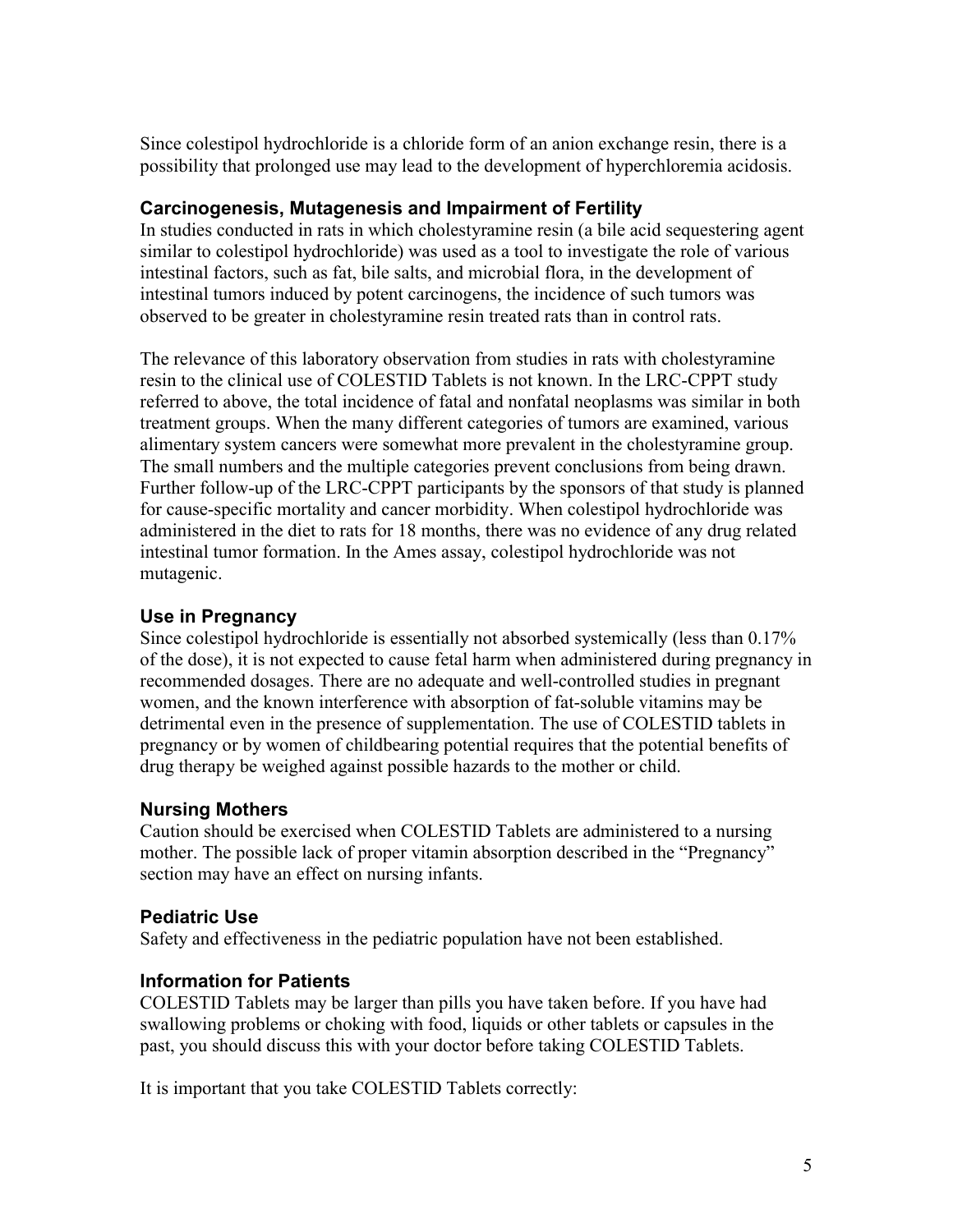Since colestipol hydrochloride is a chloride form of an anion exchange resin, there is a possibility that prolonged use may lead to the development of hyperchloremia acidosis.

### Carcinogenesis, Mutagenesis and Impairment of Fertility

In studies conducted in rats in which cholestyramine resin (a bile acid sequestering agent similar to colestipol hydrochloride) was used as a tool to investigate the role of various intestinal factors, such as fat, bile salts, and microbial flora, in the development of intestinal tumors induced by potent carcinogens, the incidence of such tumors was observed to be greater in cholestyramine resin treated rats than in control rats.

The relevance of this laboratory observation from studies in rats with cholestyramine resin to the clinical use of COLESTID Tablets is not known. In the LRC-CPPT study referred to above, the total incidence of fatal and nonfatal neoplasms was similar in both treatment groups. When the many different categories of tumors are examined, various alimentary system cancers were somewhat more prevalent in the cholestyramine group. The small numbers and the multiple categories prevent conclusions from being drawn. Further follow-up of the LRC-CPPT participants by the sponsors of that study is planned for cause-specific mortality and cancer morbidity. When colestipol hydrochloride was administered in the diet to rats for 18 months, there was no evidence of any drug related intestinal tumor formation. In the Ames assay, colestipol hydrochloride was not mutagenic.

### Use in Pregnancy

Since colestipol hydrochloride is essentially not absorbed systemically (less than 0.17% of the dose), it is not expected to cause fetal harm when administered during pregnancy in recommended dosages. There are no adequate and well-controlled studies in pregnant women, and the known interference with absorption of fat-soluble vitamins may be detrimental even in the presence of supplementation. The use of COLESTID tablets in pregnancy or by women of childbearing potential requires that the potential benefits of drug therapy be weighed against possible hazards to the mother or child.

### Nursing Mothers

Caution should be exercised when COLESTID Tablets are administered to a nursing mother. The possible lack of proper vitamin absorption described in the "Pregnancy" section may have an effect on nursing infants.

### Pediatric Use

Safety and effectiveness in the pediatric population have not been established.

### Information for Patients

COLESTID Tablets may be larger than pills you have taken before. If you have had swallowing problems or choking with food, liquids or other tablets or capsules in the past, you should discuss this with your doctor before taking COLESTID Tablets.

It is important that you take COLESTID Tablets correctly: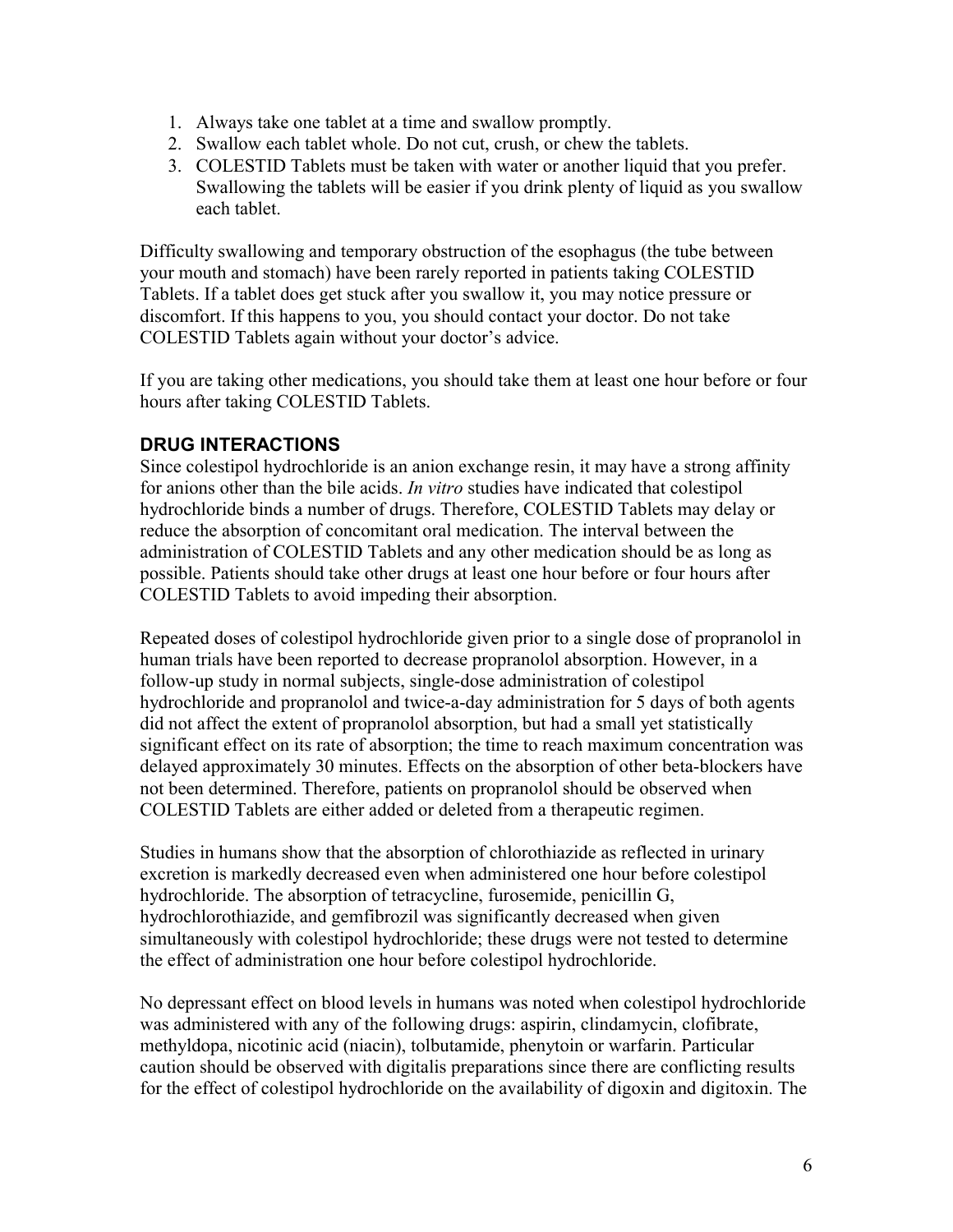1. Always take one tablet at a time and swallow promptly.
2. Swallow each tablet whole. Do not cut, crush, or chew the tablets.
3. COLESTID Tablets must be taken with water or another liquid that you prefer. Swallowing the tablets will be easier if you drink plenty of liquid as you swallow each tablet.

Difficulty swallowing and temporary obstruction of the esophagus (the tube between your mouth and stomach) have been rarely reported in patients taking COLESTID Tablets. If a tablet does get stuck after you swallow it, you may notice pressure or discomfort. If this happens to you, you should contact your doctor. Do not take COLESTID Tablets again without your doctor's advice.

If you are taking other medications, you should take them at least one hour before or four hours after taking COLESTID Tablets.

## DRUG INTERACTIONS

Since colestipol hydrochloride is an anion exchange resin, it may have a strong affinity for anions other than the bile acids. *In vitro* studies have indicated that colestipol hydrochloride binds a number of drugs. Therefore, COLESTID Tablets may delay or reduce the absorption of concomitant oral medication. The interval between the administration of COLESTID Tablets and any other medication should be as long as possible. Patients should take other drugs at least one hour before or four hours after COLESTID Tablets to avoid impeding their absorption.

Repeated doses of colestipol hydrochloride given prior to a single dose of propranolol in human trials have been reported to decrease propranolol absorption. However, in a follow-up study in normal subjects, single-dose administration of colestipol hydrochloride and propranolol and twice-a-day administration for 5 days of both agents did not affect the extent of propranolol absorption, but had a small yet statistically significant effect on its rate of absorption; the time to reach maximum concentration was delayed approximately 30 minutes. Effects on the absorption of other beta-blockers have not been determined. Therefore, patients on propranolol should be observed when COLESTID Tablets are either added or deleted from a therapeutic regimen.

Studies in humans show that the absorption of chlorothiazide as reflected in urinary excretion is markedly decreased even when administered one hour before colestipol hydrochloride. The absorption of tetracycline, furosemide, penicillin G, hydrochlorothiazide, and gemfibrozil was significantly decreased when given simultaneously with colestipol hydrochloride; these drugs were not tested to determine the effect of administration one hour before colestipol hydrochloride.

No depressant effect on blood levels in humans was noted when colestipol hydrochloride was administered with any of the following drugs: aspirin, clindamycin, clofibrate, methyldopa, nicotinic acid (niacin), tolbutamide, phenytoin or warfarin. Particular caution should be observed with digitalis preparations since there are conflicting results for the effect of colestipol hydrochloride on the availability of digoxin and digitoxin. The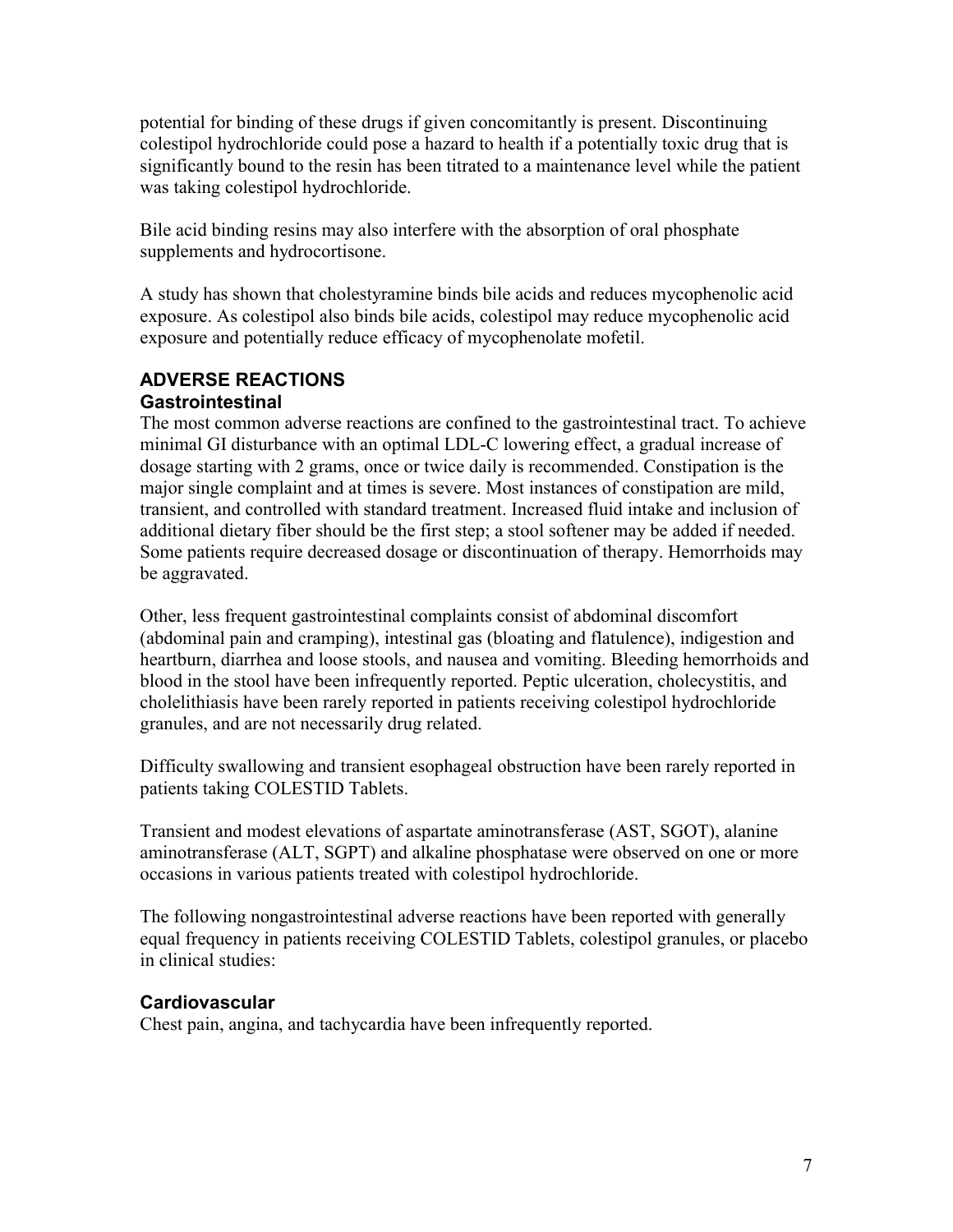potential for binding of these drugs if given concomitantly is present. Discontinuing colestipol hydrochloride could pose a hazard to health if a potentially toxic drug that is significantly bound to the resin has been titrated to a maintenance level while the patient was taking colestipol hydrochloride.

Bile acid binding resins may also interfere with the absorption of oral phosphate supplements and hydrocortisone.

A study has shown that cholestyramine binds bile acids and reduces mycophenolic acid exposure. As colestipol also binds bile acids, colestipol may reduce mycophenolic acid exposure and potentially reduce efficacy of mycophenolate mofetil.

## ADVERSE REACTIONS

### Gastrointestinal

The most common adverse reactions are confined to the gastrointestinal tract. To achieve minimal GI disturbance with an optimal LDL-C lowering effect, a gradual increase of dosage starting with 2 grams, once or twice daily is recommended. Constipation is the major single complaint and at times is severe. Most instances of constipation are mild, transient, and controlled with standard treatment. Increased fluid intake and inclusion of additional dietary fiber should be the first step; a stool softener may be added if needed. Some patients require decreased dosage or discontinuation of therapy. Hemorrhoids may be aggravated.

Other, less frequent gastrointestinal complaints consist of abdominal discomfort (abdominal pain and cramping), intestinal gas (bloating and flatulence), indigestion and heartburn, diarrhea and loose stools, and nausea and vomiting. Bleeding hemorrhoids and blood in the stool have been infrequently reported. Peptic ulceration, cholecystitis, and cholelithiasis have been rarely reported in patients receiving colestipol hydrochloride granules, and are not necessarily drug related.

Difficulty swallowing and transient esophageal obstruction have been rarely reported in patients taking COLESTID Tablets.

Transient and modest elevations of aspartate aminotransferase (AST, SGOT), alanine aminotransferase (ALT, SGPT) and alkaline phosphatase were observed on one or more occasions in various patients treated with colestipol hydrochloride.

The following nongastrointestinal adverse reactions have been reported with generally equal frequency in patients receiving COLESTID Tablets, colestipol granules, or placebo in clinical studies:

### Cardiovascular

Chest pain, angina, and tachycardia have been infrequently reported.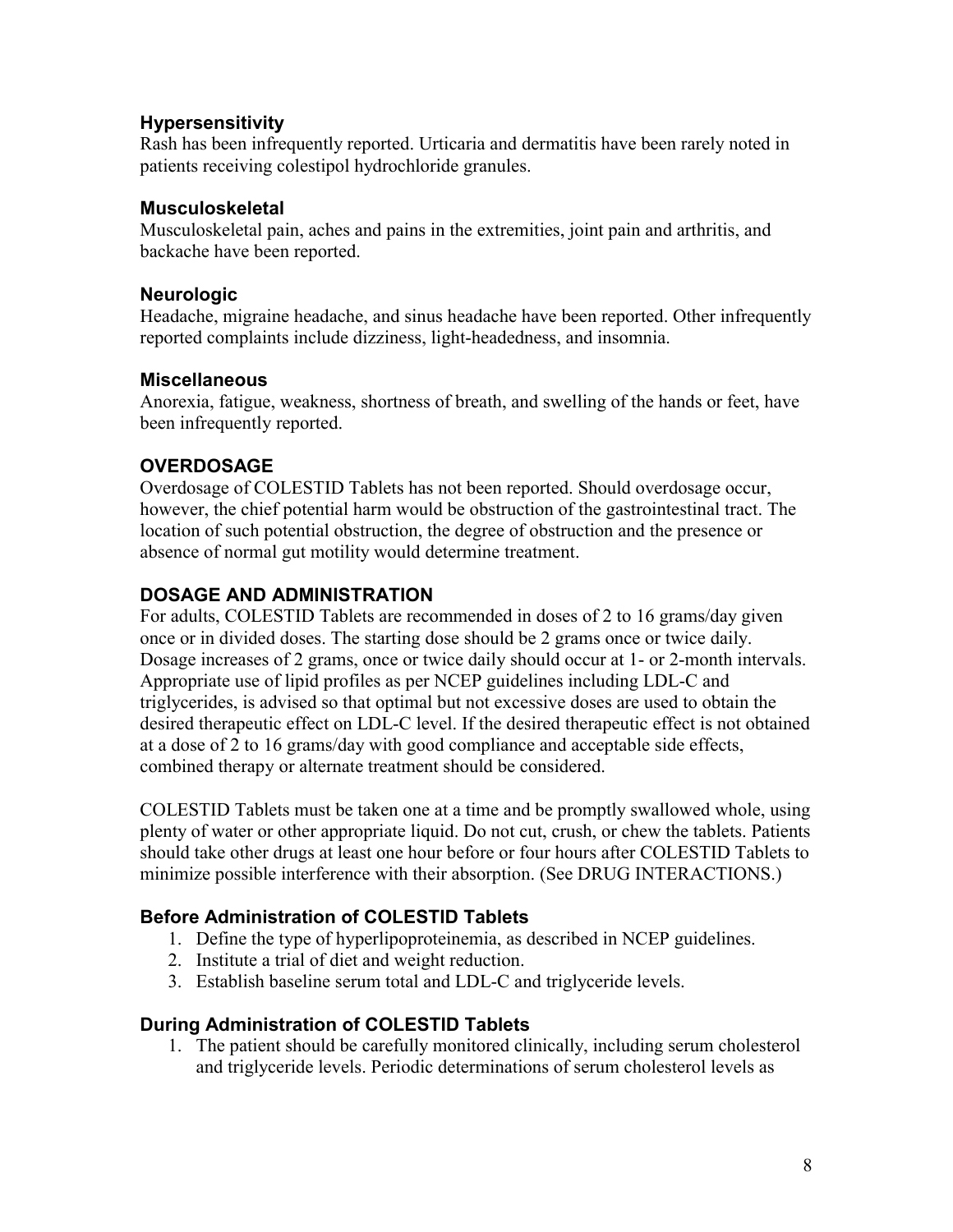### Hypersensitivity

Rash has been infrequently reported. Urticaria and dermatitis have been rarely noted in patients receiving colestipol hydrochloride granules.

### Musculoskeletal

Musculoskeletal pain, aches and pains in the extremities, joint pain and arthritis, and backache have been reported.

### Neurologic

Headache, migraine headache, and sinus headache have been reported. Other infrequently reported complaints include dizziness, light-headedness, and insomnia.

### Miscellaneous

Anorexia, fatigue, weakness, shortness of breath, and swelling of the hands or feet, have been infrequently reported.

## OVERDOSAGE

Overdosage of COLESTID Tablets has not been reported. Should overdosage occur, however, the chief potential harm would be obstruction of the gastrointestinal tract. The location of such potential obstruction, the degree of obstruction and the presence or absence of normal gut motility would determine treatment.

## DOSAGE AND ADMINISTRATION

For adults, COLESTID Tablets are recommended in doses of 2 to 16 grams/day given once or in divided doses. The starting dose should be 2 grams once or twice daily. Dosage increases of 2 grams, once or twice daily should occur at 1- or 2-month intervals. Appropriate use of lipid profiles as per NCEP guidelines including LDL-C and triglycerides, is advised so that optimal but not excessive doses are used to obtain the desired therapeutic effect on LDL-C level. If the desired therapeutic effect is not obtained at a dose of 2 to 16 grams/day with good compliance and acceptable side effects, combined therapy or alternate treatment should be considered.

COLESTID Tablets must be taken one at a time and be promptly swallowed whole, using plenty of water or other appropriate liquid. Do not cut, crush, or chew the tablets. Patients should take other drugs at least one hour before or four hours after COLESTID Tablets to minimize possible interference with their absorption. (See DRUG INTERACTIONS.)

### Before Administration of COLESTID Tablets

1. Define the type of hyperlipoproteinemia, as described in NCEP guidelines.
2. Institute a trial of diet and weight reduction.
3. Establish baseline serum total and LDL-C and triglyceride levels.

### During Administration of COLESTID Tablets

1. The patient should be carefully monitored clinically, including serum cholesterol and triglyceride levels. Periodic determinations of serum cholesterol levels as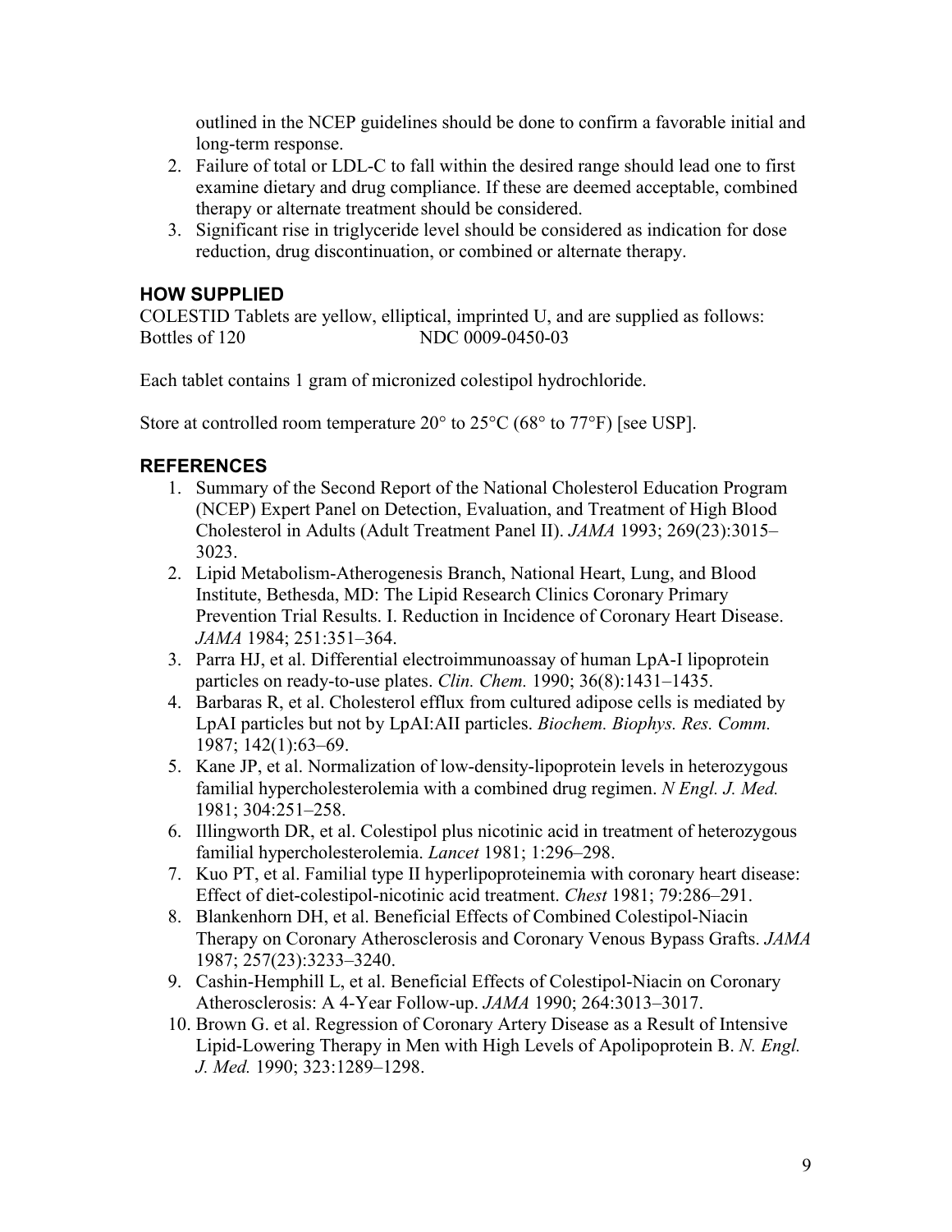outlined in the NCEP guidelines should be done to confirm a favorable initial and long-term response.

2. Failure of total or LDL-C to fall within the desired range should lead one to first examine dietary and drug compliance. If these are deemed acceptable, combined therapy or alternate treatment should be considered.
3. Significant rise in triglyceride level should be considered as indication for dose reduction, drug discontinuation, or combined or alternate therapy.

## HOW SUPPLIED

COLESTID Tablets are yellow, elliptical, imprinted U, and are supplied as follows:
Bottles of 120 NDC 0009-0450-03

Each tablet contains 1 gram of micronized colestipol hydrochloride.

Store at controlled room temperature 20° to 25°C (68° to 77°F) [see USP].

## REFERENCES

1. Summary of the Second Report of the National Cholesterol Education Program (NCEP) Expert Panel on Detection, Evaluation, and Treatment of High Blood Cholesterol in Adults (Adult Treatment Panel II). *JAMA* 1993; 269(23):3015–3023.
2. Lipid Metabolism-Atherogenesis Branch, National Heart, Lung, and Blood Institute, Bethesda, MD: The Lipid Research Clinics Coronary Primary Prevention Trial Results. I. Reduction in Incidence of Coronary Heart Disease. *JAMA* 1984; 251:351–364.
3. Parra HJ, et al. Differential electroimmunoassay of human LpA-I lipoprotein particles on ready-to-use plates. *Clin. Chem.* 1990; 36(8):1431–1435.
4. Barbaras R, et al. Cholesterol efflux from cultured adipose cells is mediated by LpAI particles but not by LpAI:AII particles. *Biochem. Biophys. Res. Comm.* 1987; 142(1):63–69.
5. Kane JP, et al. Normalization of low-density-lipoprotein levels in heterozygous familial hypercholesterolemia with a combined drug regimen. *N Engl. J. Med.* 1981; 304:251–258.
6. Illingworth DR, et al. Colestipol plus nicotinic acid in treatment of heterozygous familial hypercholesterolemia. *Lancet* 1981; 1:296–298.
7. Kuo PT, et al. Familial type II hyperlipoproteinemia with coronary heart disease: Effect of diet-colestipol-nicotinic acid treatment. *Chest* 1981; 79:286–291.
8. Blankenhorn DH, et al. Beneficial Effects of Combined Colestipol-Niacin Therapy on Coronary Atherosclerosis and Coronary Venous Bypass Grafts. *JAMA* 1987; 257(23):3233–3240.
9. Cashin-Hemphill L, et al. Beneficial Effects of Colestipol-Niacin on Coronary Atherosclerosis: A 4-Year Follow-up. *JAMA* 1990; 264:3013–3017.
10. Brown G. et al. Regression of Coronary Artery Disease as a Result of Intensive Lipid-Lowering Therapy in Men with High Levels of Apolipoprotein B. *N. Engl. J. Med.* 1990; 323:1289–1298.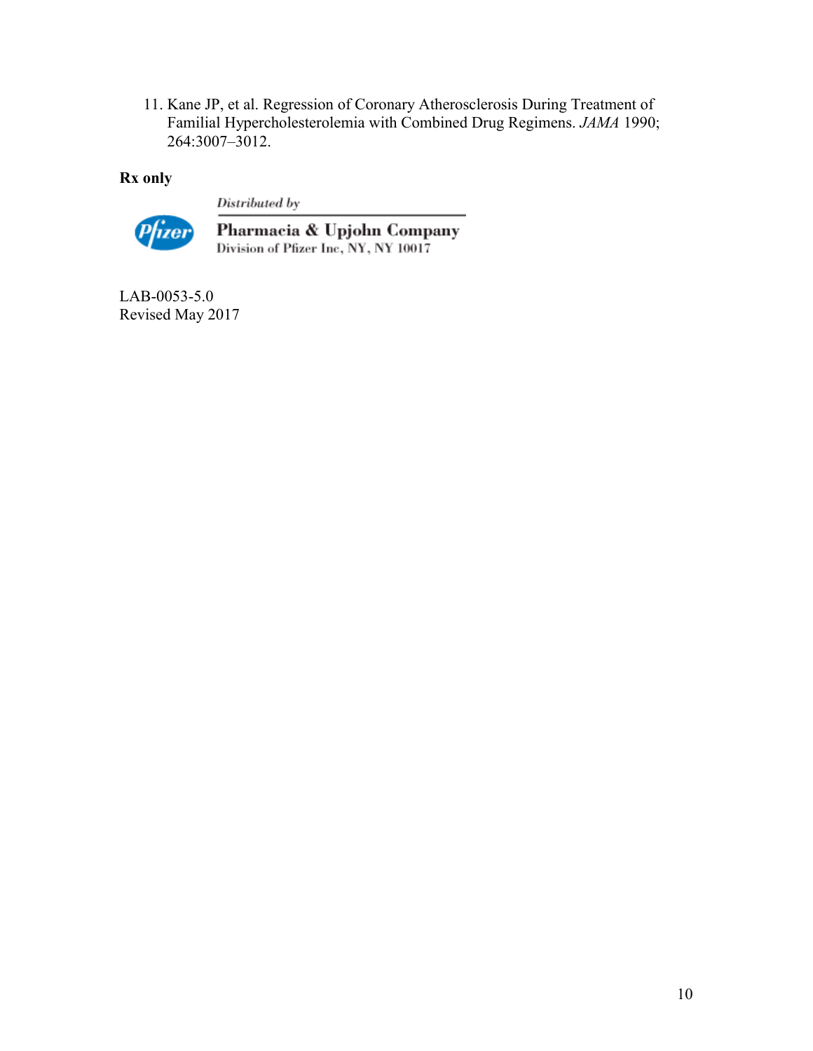11. Kane JP, et al. Regression of Coronary Atherosclerosis During Treatment of Familial Hypercholesterolemia with Combined Drug Regimens. *JAMA* 1990; 264:3007–3012.

**Rx only**

*Distributed by*

**Pharmacia & Upjohn Company**
Division of Pfizer Inc, NY, NY 10017

LAB-0053-5.0
Revised May 2017